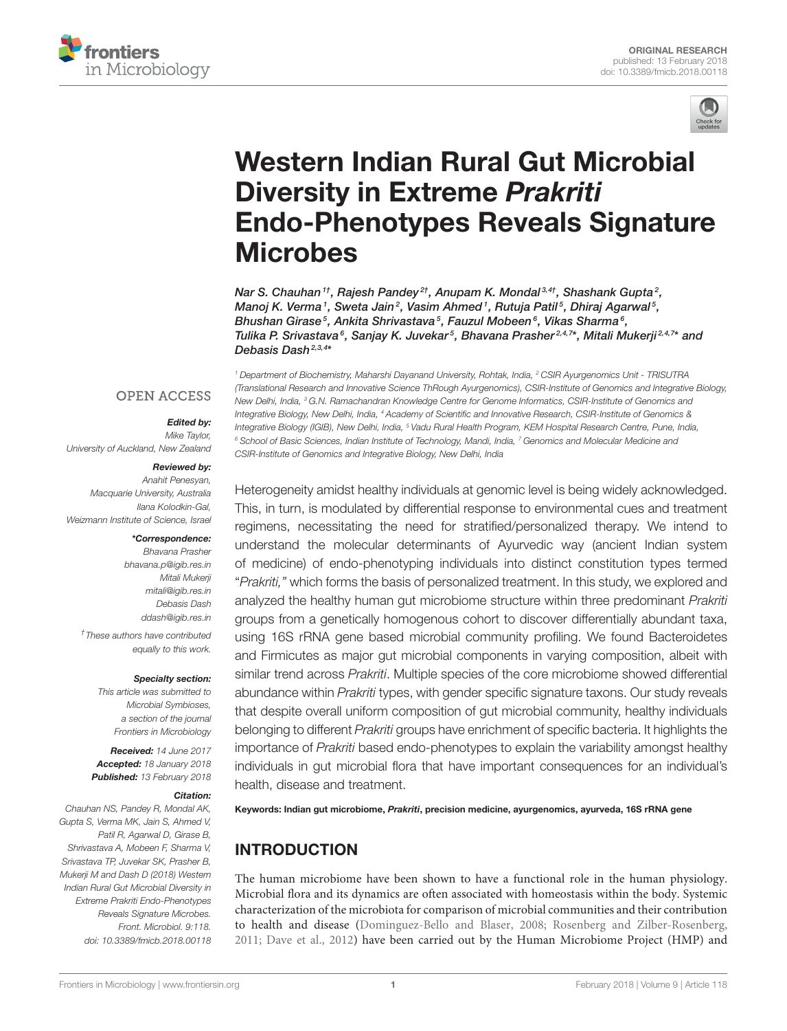ORIGINAL RESEARCH
published: 13 February 2018
doi: 10.3389/fmicb.2018.00118

# Western Indian Rural Gut Microbial Diversity in Extreme *Prakriti* Endo-Phenotypes Reveals Signature Microbes

*Nar S. Chauhan[1†], Rajesh Pandey[2†], Anupam K. Mondal[3,4†], Shashank Gupta[2], Manoj K. Verma[1], Sweta Jain[2], Vasim Ahmed[1], Rutuja Patil[5], Dhiraj Agarwal[5], Bhushan Girase[5], Ankita Shrivastava[5], Fauzul Mobeen[6], Vikas Sharma[6], Tulika P. Srivastava[6], Sanjay K. Juvekar[5], Bhavana Prasher[2,4,7]\*, Mitali Mukerji[2,4,7]\* and Debasis Dash[2,3,4]\**

[1] Department of Biochemistry, Maharshi Dayanand University, Rohtak, India, [2] CSIR Ayurgenomics Unit - TRISUTRA (Translational Research and Innovative Science ThRough Ayurgenomics), CSIR-Institute of Genomics and Integrative Biology, New Delhi, India, [3] G.N. Ramachandran Knowledge Centre for Genome Informatics, CSIR-Institute of Genomics and Integrative Biology, New Delhi, India, [4] Academy of Scientific and Innovative Research, CSIR-Institute of Genomics & Integrative Biology (IGIB), New Delhi, India, [5] Vadu Rural Health Program, KEM Hospital Research Centre, Pune, India, [6] School of Basic Sciences, Indian Institute of Technology, Mandi, India, [7] Genomics and Molecular Medicine and CSIR-Institute of Genomics and Integrative Biology, New Delhi, India

OPEN ACCESS

**Edited by:**
Mike Taylor,
University of Auckland, New Zealand

**Reviewed by:**
Anahit Penesyan,
Macquarie University, Australia
Ilana Kolodkin-Gal,
Weizmann Institute of Science, Israel

**\*Correspondence:**
Bhavana Prasher
bhavana.p@igib.res.in
Mitali Mukerji
mitali@igib.res.in
Debasis Dash
ddash@igib.res.in

† These authors have contributed equally to this work.

**Specialty section:**
This article was submitted to Microbial Symbioses, a section of the journal Frontiers in Microbiology

**Received:** 14 June 2017
**Accepted:** 18 January 2018
**Published:** 13 February 2018

**Citation:**
Chauhan NS, Pandey R, Mondal AK, Gupta S, Verma MK, Jain S, Ahmed V, Patil R, Agarwal D, Girase B, Shrivastava A, Mobeen F, Sharma V, Srivastava TP, Juvekar SK, Prasher B, Mukerji M and Dash D (2018) Western Indian Rural Gut Microbial Diversity in Extreme Prakriti Endo-Phenotypes Reveals Signature Microbes. Front. Microbiol. 9:118. doi: 10.3389/fmicb.2018.00118

Heterogeneity amidst healthy individuals at genomic level is being widely acknowledged. This, in turn, is modulated by differential response to environmental cues and treatment regimens, necessitating the need for stratified/personalized therapy. We intend to understand the molecular determinants of Ayurvedic way (ancient Indian system of medicine) of endo-phenotyping individuals into distinct constitution types termed "*Prakriti*," which forms the basis of personalized treatment. In this study, we explored and analyzed the healthy human gut microbiome structure within three predominant *Prakriti* groups from a genetically homogenous cohort to discover differentially abundant taxa, using 16S rRNA gene based microbial community profiling. We found Bacteroidetes and Firmicutes as major gut microbial components in varying composition, albeit with similar trend across *Prakriti*. Multiple species of the core microbiome showed differential abundance within *Prakriti* types, with gender specific signature taxons. Our study reveals that despite overall uniform composition of gut microbial community, healthy individuals belonging to different *Prakriti* groups have enrichment of specific bacteria. It highlights the importance of *Prakriti* based endo-phenotypes to explain the variability amongst healthy individuals in gut microbial flora that have important consequences for an individual's health, disease and treatment.

**Keywords: Indian gut microbiome, *Prakriti*, precision medicine, ayurgenomics, ayurveda, 16S rRNA gene**

## INTRODUCTION

The human microbiome have been shown to have a functional role in the human physiology. Microbial flora and its dynamics are often associated with homeostasis within the body. Systemic characterization of the microbiota for comparison of microbial communities and their contribution to health and disease (Dominguez-Bello and Blaser, 2008; Rosenberg and Zilber-Rosenberg, 2011; Dave et al., 2012) have been carried out by the Human Microbiome Project (HMP) and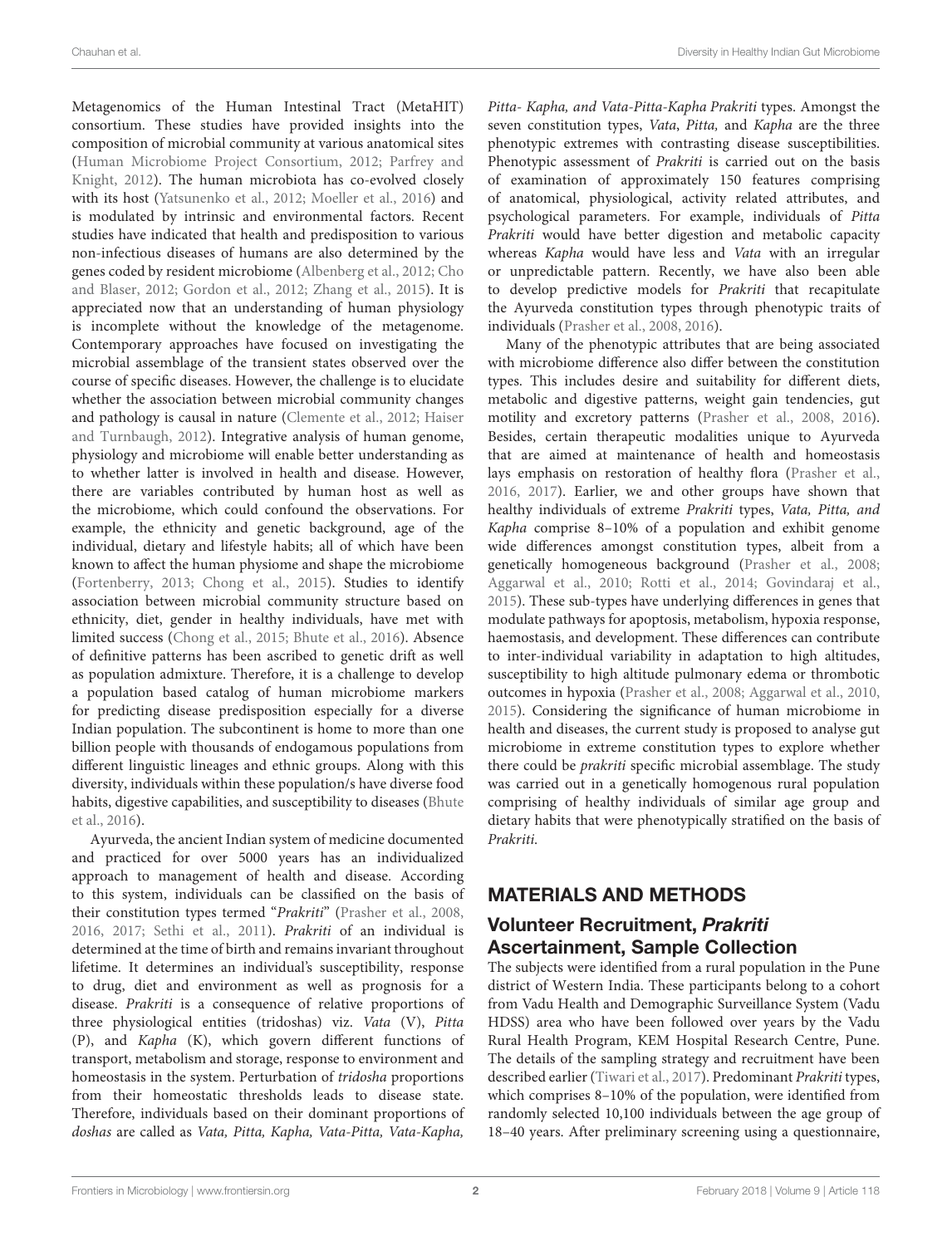Metagenomics of the Human Intestinal Tract (MetaHIT) consortium. These studies have provided insights into the composition of microbial community at various anatomical sites (Human Microbiome Project Consortium, 2012; Parfrey and Knight, 2012). The human microbiota has co-evolved closely with its host (Yatsunenko et al., 2012; Moeller et al., 2016) and is modulated by intrinsic and environmental factors. Recent studies have indicated that health and predisposition to various non-infectious diseases of humans are also determined by the genes coded by resident microbiome (Albenberg et al., 2012; Cho and Blaser, 2012; Gordon et al., 2012; Zhang et al., 2015). It is appreciated now that an understanding of human physiology is incomplete without the knowledge of the metagenome. Contemporary approaches have focused on investigating the microbial assemblage of the transient states observed over the course of specific diseases. However, the challenge is to elucidate whether the association between microbial community changes and pathology is causal in nature (Clemente et al., 2012; Haiser and Turnbaugh, 2012). Integrative analysis of human genome, physiology and microbiome will enable better understanding as to whether latter is involved in health and disease. However, there are variables contributed by human host as well as the microbiome, which could confound the observations. For example, the ethnicity and genetic background, age of the individual, dietary and lifestyle habits; all of which have been known to affect the human physiome and shape the microbiome (Fortenberry, 2013; Chong et al., 2015). Studies to identify association between microbial community structure based on ethnicity, diet, gender in healthy individuals, have met with limited success (Chong et al., 2015; Bhute et al., 2016). Absence of definitive patterns has been ascribed to genetic drift as well as population admixture. Therefore, it is a challenge to develop a population based catalog of human microbiome markers for predicting disease predisposition especially for a diverse Indian population. The subcontinent is home to more than one billion people with thousands of endogamous populations from different linguistic lineages and ethnic groups. Along with this diversity, individuals within these population/s have diverse food habits, digestive capabilities, and susceptibility to diseases (Bhute et al., 2016).

Ayurveda, the ancient Indian system of medicine documented and practiced for over 5000 years has an individualized approach to management of health and disease. According to this system, individuals can be classified on the basis of their constitution types termed "*Prakriti*" (Prasher et al., 2008, 2016, 2017; Sethi et al., 2011). *Prakriti* of an individual is determined at the time of birth and remains invariant throughout lifetime. It determines an individual's susceptibility, response to drug, diet and environment as well as prognosis for a disease. *Prakriti* is a consequence of relative proportions of three physiological entities (tridoshas) viz. *Vata* (V), *Pitta* (P), and *Kapha* (K), which govern different functions of transport, metabolism and storage, response to environment and homeostasis in the system. Perturbation of *tridosha* proportions from their homeostatic thresholds leads to disease state. Therefore, individuals based on their dominant proportions of *doshas* are called as *Vata, Pitta, Kapha, Vata-Pitta, Vata-Kapha, Pitta- Kapha, and Vata-Pitta-Kapha Prakriti* types. Amongst the seven constitution types, *Vata*, *Pitta*, and *Kapha* are the three phenotypic extremes with contrasting disease susceptibilities. Phenotypic assessment of *Prakriti* is carried out on the basis of examination of approximately 150 features comprising of anatomical, physiological, activity related attributes, and psychological parameters. For example, individuals of *Pitta Prakriti* would have better digestion and metabolic capacity whereas *Kapha* would have less and *Vata* with an irregular or unpredictable pattern. Recently, we have also been able to develop predictive models for *Prakriti* that recapitulate the Ayurveda constitution types through phenotypic traits of individuals (Prasher et al., 2008, 2016).

Many of the phenotypic attributes that are being associated with microbiome difference also differ between the constitution types. This includes desire and suitability for different diets, metabolic and digestive patterns, weight gain tendencies, gut motility and excretory patterns (Prasher et al., 2008, 2016). Besides, certain therapeutic modalities unique to Ayurveda that are aimed at maintenance of health and homeostasis lays emphasis on restoration of healthy flora (Prasher et al., 2016, 2017). Earlier, we and other groups have shown that healthy individuals of extreme *Prakriti* types, *Vata, Pitta, and Kapha* comprise 8–10% of a population and exhibit genome wide differences amongst constitution types, albeit from a genetically homogeneous background (Prasher et al., 2008; Aggarwal et al., 2010; Rotti et al., 2014; Govindaraj et al., 2015). These sub-types have underlying differences in genes that modulate pathways for apoptosis, metabolism, hypoxia response, haemostasis, and development. These differences can contribute to inter-individual variability in adaptation to high altitudes, susceptibility to high altitude pulmonary edema or thrombotic outcomes in hypoxia (Prasher et al., 2008; Aggarwal et al., 2010, 2015). Considering the significance of human microbiome in health and diseases, the current study is proposed to analyse gut microbiome in extreme constitution types to explore whether there could be *prakriti* specific microbial assemblage. The study was carried out in a genetically homogenous rural population comprising of healthy individuals of similar age group and dietary habits that were phenotypically stratified on the basis of *Prakriti*.

## MATERIALS AND METHODS

### Volunteer Recruitment, *Prakriti* Ascertainment, Sample Collection

The subjects were identified from a rural population in the Pune district of Western India. These participants belong to a cohort from Vadu Health and Demographic Surveillance System (Vadu HDSS) area who have been followed over years by the Vadu Rural Health Program, KEM Hospital Research Centre, Pune. The details of the sampling strategy and recruitment have been described earlier (Tiwari et al., 2017). Predominant *Prakriti* types, which comprises 8–10% of the population, were identified from randomly selected 10,100 individuals between the age group of 18–40 years. After preliminary screening using a questionnaire,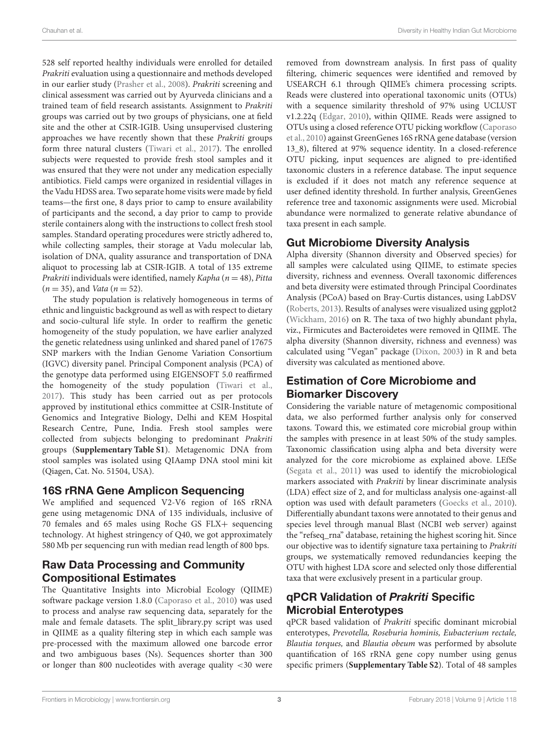528 self reported healthy individuals were enrolled for detailed *Prakriti* evaluation using a questionnaire and methods developed in our earlier study (Prasher et al., 2008). *Prakriti* screening and clinical assessment was carried out by Ayurveda clinicians and a trained team of field research assistants. Assignment to *Prakriti* groups was carried out by two groups of physicians, one at field site and the other at CSIR-IGIB. Using unsupervised clustering approaches we have recently shown that these *Prakriti* groups form three natural clusters (Tiwari et al., 2017). The enrolled subjects were requested to provide fresh stool samples and it was ensured that they were not under any medication especially antibiotics. Field camps were organized in residential villages in the Vadu HDSS area. Two separate home visits were made by field teams—the first one, 8 days prior to camp to ensure availability of participants and the second, a day prior to camp to provide sterile containers along with the instructions to collect fresh stool samples. Standard operating procedures were strictly adhered to, while collecting samples, their storage at Vadu molecular lab, isolation of DNA, quality assurance and transportation of DNA aliquot to processing lab at CSIR-IGIB. A total of 135 extreme *Prakriti* individuals were identified, namely *Kapha* ($n = 48$), *Pitta* ($n = 35$), and *Vata* ($n = 52$).

The study population is relatively homogeneous in terms of ethnic and linguistic background as well as with respect to dietary and socio-cultural life style. In order to reaffirm the genetic homogeneity of the study population, we have earlier analyzed the genetic relatedness using unlinked and shared panel of 17675 SNP markers with the Indian Genome Variation Consortium (IGVC) diversity panel. Principal Component analysis (PCA) of the genotype data performed using EIGENSOFT 5.0 reaffirmed the homogeneity of the study population (Tiwari et al., 2017). This study has been carried out as per protocols approved by institutional ethics committee at CSIR-Institute of Genomics and Integrative Biology, Delhi and KEM Hospital Research Centre, Pune, India. Fresh stool samples were collected from subjects belonging to predominant *Prakriti* groups (**Supplementary Table S1**). Metagenomic DNA from stool samples was isolated using QIAmp DNA stool mini kit (Qiagen, Cat. No. 51504, USA).

## 16S rRNA Gene Amplicon Sequencing

We amplified and sequenced V2-V6 region of 16S rRNA gene using metagenomic DNA of 135 individuals, inclusive of 70 females and 65 males using Roche GS FLX+ sequencing technology. At highest stringency of Q40, we got approximately 580 Mb per sequencing run with median read length of 800 bps.

## Raw Data Processing and Community Compositional Estimates

The Quantitative Insights into Microbial Ecology (QIIME) software package version 1.8.0 (Caporaso et al., 2010) was used to process and analyse raw sequencing data, separately for the male and female datasets. The split_library.py script was used in QIIME as a quality filtering step in which each sample was pre-processed with the maximum allowed one barcode error and two ambiguous bases (Ns). Sequences shorter than 300 or longer than 800 nucleotides with average quality <30 were removed from downstream analysis. In first pass of quality filtering, chimeric sequences were identified and removed by USEARCH 6.1 through QIIME's chimera processing scripts. Reads were clustered into operational taxonomic units (OTUs) with a sequence similarity threshold of 97% using UCLUST v1.2.22q (Edgar, 2010), within QIIME. Reads were assigned to OTUs using a closed reference OTU picking workflow (Caporaso et al., 2010) against GreenGenes 16S rRNA gene database (version 13_8), filtered at 97% sequence identity. In a closed-reference OTU picking, input sequences are aligned to pre-identified taxonomic clusters in a reference database. The input sequence is excluded if it does not match any reference sequence at user defined identity threshold. In further analysis, GreenGenes reference tree and taxonomic assignments were used. Microbial abundance were normalized to generate relative abundance of taxa present in each sample.

## Gut Microbiome Diversity Analysis

Alpha diversity (Shannon diversity and Observed species) for all samples were calculated using QIIME, to estimate species diversity, richness and evenness. Overall taxonomic differences and beta diversity were estimated through Principal Coordinates Analysis (PCoA) based on Bray-Curtis distances, using LabDSV (Roberts, 2013). Results of analyses were visualized using ggplot2 (Wickham, 2016) on R. The taxa of two highly abundant phyla, viz., Firmicutes and Bacteroidetes were removed in QIIME. The alpha diversity (Shannon diversity, richness and evenness) was calculated using "Vegan" package (Dixon, 2003) in R and beta diversity was calculated as mentioned above.

## Estimation of Core Microbiome and Biomarker Discovery

Considering the variable nature of metagenomic compositional data, we also performed further analysis only for conserved taxons. Toward this, we estimated core microbial group within the samples with presence in at least 50% of the study samples. Taxonomic classification using alpha and beta diversity were analyzed for the core microbiome as explained above. LEfSe (Segata et al., 2011) was used to identify the microbiological markers associated with *Prakriti* by linear discriminate analysis (LDA) effect size of 2, and for multiclass analysis one-against-all option was used with default parameters (Goecks et al., 2010). Differentially abundant taxons were annotated to their genus and species level through manual Blast (NCBI web server) against the "refseq_rna" database, retaining the highest scoring hit. Since our objective was to identify signature taxa pertaining to *Prakriti* groups, we systematically removed redundancies keeping the OTU with highest LDA score and selected only those differential taxa that were exclusively present in a particular group.

## qPCR Validation of *Prakriti* Specific Microbial Enterotypes

qPCR based validation of *Prakriti* specific dominant microbial enterotypes, *Prevotella, Roseburia hominis, Eubacterium rectale, Blautia torques,* and *Blautia obeum* was performed by absolute quantification of 16S rRNA gene copy number using genus specific primers (**Supplementary Table S2**). Total of 48 samples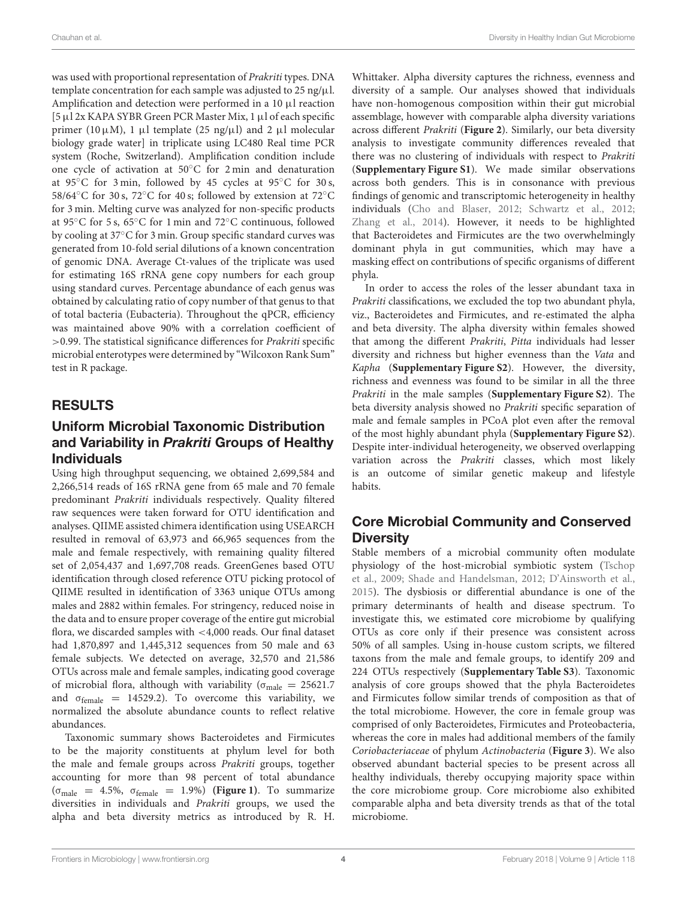was used with proportional representation of *Prakriti* types. DNA template concentration for each sample was adjusted to 25 ng/μl. Amplification and detection were performed in a 10 μl reaction [5 μl 2x KAPA SYBR Green PCR Master Mix, 1 μl of each specific primer (10 μM), 1 μl template (25 ng/μl) and 2 μl molecular biology grade water] in triplicate using LC480 Real time PCR system (Roche, Switzerland). Amplification condition include one cycle of activation at 50°C for 2 min and denaturation at 95°C for 3 min, followed by 45 cycles at 95°C for 30 s, 58/64°C for 30 s, 72°C for 40 s; followed by extension at 72°C for 3 min. Melting curve was analyzed for non-specific products at 95°C for 5 s, 65°C for 1 min and 72°C continuous, followed by cooling at 37°C for 3 min. Group specific standard curves was generated from 10-fold serial dilutions of a known concentration of genomic DNA. Average Ct-values of the triplicate was used for estimating 16S rRNA gene copy numbers for each group using standard curves. Percentage abundance of each genus was obtained by calculating ratio of copy number of that genus to that of total bacteria (Eubacteria). Throughout the qPCR, efficiency was maintained above 90% with a correlation coefficient of >0.99. The statistical significance differences for *Prakriti* specific microbial enterotypes were determined by "Wilcoxon Rank Sum" test in R package.

## RESULTS

### Uniform Microbial Taxonomic Distribution and Variability in *Prakriti* Groups of Healthy Individuals

Using high throughput sequencing, we obtained 2,699,584 and 2,266,514 reads of 16S rRNA gene from 65 male and 70 female predominant *Prakriti* individuals respectively. Quality filtered raw sequences were taken forward for OTU identification and analyses. QIIME assisted chimera identification using USEARCH resulted in removal of 63,973 and 66,965 sequences from the male and female respectively, with remaining quality filtered set of 2,054,437 and 1,697,708 reads. GreenGenes based OTU identification through closed reference OTU picking protocol of QIIME resulted in identification of 3363 unique OTUs among males and 2882 within females. For stringency, reduced noise in the data and to ensure proper coverage of the entire gut microbial flora, we discarded samples with <4,000 reads. Our final dataset had 1,870,897 and 1,445,312 sequences from 50 male and 63 female subjects. We detected on average, 32,570 and 21,586 OTUs across male and female samples, indicating good coverage of microbial flora, although with variability ($\sigma_{male} = 25621.7$ and $\sigma_{female} = 14529.2$). To overcome this variability, we normalized the absolute abundance counts to reflect relative abundances.

Taxonomic summary shows Bacteroidetes and Firmicutes to be the majority constituents at phylum level for both the male and female groups across *Prakriti* groups, together accounting for more than 98 percent of total abundance ($\sigma_{male} = 4.5\%$, $\sigma_{female} = 1.9\%$) **(Figure 1)**. To summarize diversities in individuals and *Prakriti* groups, we used the alpha and beta diversity metrics as introduced by R. H. Whittaker. Alpha diversity captures the richness, evenness and diversity of a sample. Our analyses showed that individuals have non-homogenous composition within their gut microbial assemblage, however with comparable alpha diversity variations across different *Prakriti* (**Figure 2**). Similarly, our beta diversity analysis to investigate community differences revealed that there was no clustering of individuals with respect to *Prakriti* (**Supplementary Figure S1**). We made similar observations across both genders. This is in consonance with previous findings of genomic and transcriptomic heterogeneity in healthy individuals (Cho and Blaser, 2012; Schwartz et al., 2012; Zhang et al., 2014). However, it needs to be highlighted that Bacteroidetes and Firmicutes are the two overwhelmingly dominant phyla in gut communities, which may have a masking effect on contributions of specific organisms of different phyla.

In order to access the roles of the lesser abundant taxa in *Prakriti* classifications, we excluded the top two abundant phyla, viz., Bacteroidetes and Firmicutes, and re-estimated the alpha and beta diversity. The alpha diversity within females showed that among the different *Prakriti*, *Pitta* individuals had lesser diversity and richness but higher evenness than the *Vata* and *Kapha* (**Supplementary Figure S2**). However, the diversity, richness and evenness was found to be similar in all the three *Prakriti* in the male samples (**Supplementary Figure S2**). The beta diversity analysis showed no *Prakriti* specific separation of male and female samples in PCoA plot even after the removal of the most highly abundant phyla (**Supplementary Figure S2**). Despite inter-individual heterogeneity, we observed overlapping variation across the *Prakriti* classes, which most likely is an outcome of similar genetic makeup and lifestyle habits.

### Core Microbial Community and Conserved Diversity

Stable members of a microbial community often modulate physiology of the host-microbial symbiotic system (Tschop et al., 2009; Shade and Handelsman, 2012; D'Ainsworth et al., 2015). The dysbiosis or differential abundance is one of the primary determinants of health and disease spectrum. To investigate this, we estimated core microbiome by qualifying OTUs as core only if their presence was consistent across 50% of all samples. Using in-house custom scripts, we filtered taxons from the male and female groups, to identify 209 and 224 OTUs respectively (**Supplementary Table S3**). Taxonomic analysis of core groups showed that the phyla Bacteroidetes and Firmicutes follow similar trends of composition as that of the total microbiome. However, the core in female group was comprised of only Bacteroidetes, Firmicutes and Proteobacteria, whereas the core in males had additional members of the family *Coriobacteriaceae* of phylum *Actinobacteria* (**Figure 3**). We also observed abundant bacterial species to be present across all healthy individuals, thereby occupying majority space within the core microbiome group. Core microbiome also exhibited comparable alpha and beta diversity trends as that of the total microbiome.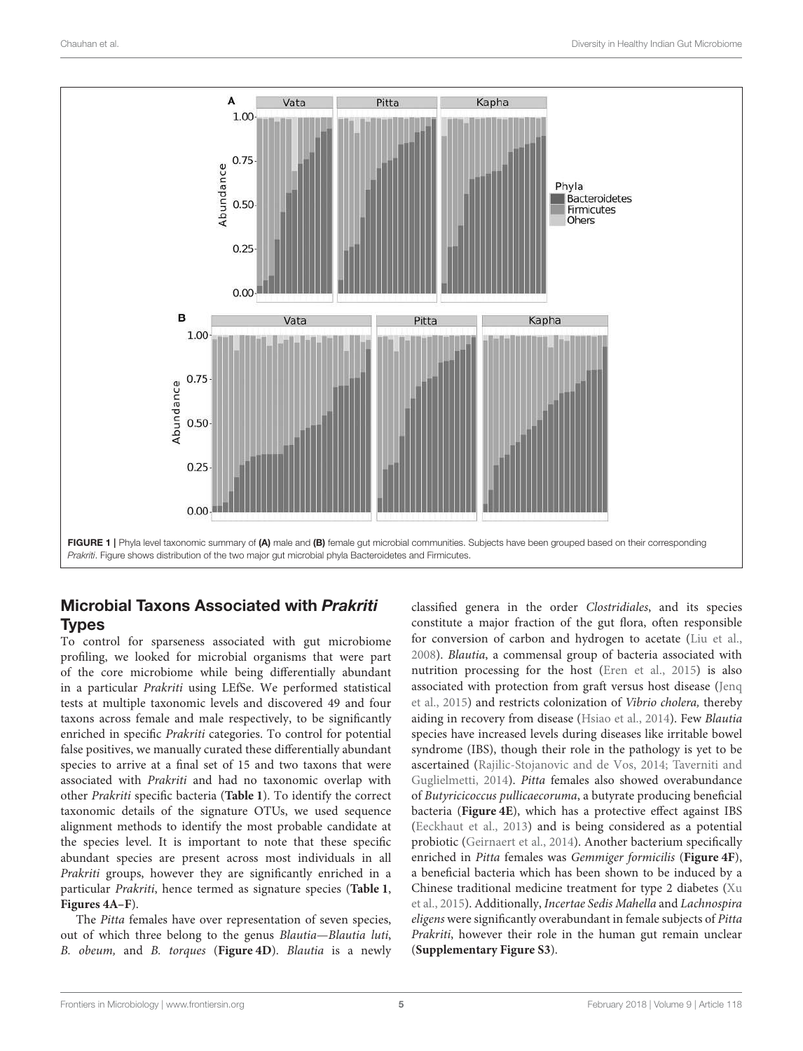FIGURE 1 | Phyla level taxonomic summary of **(A)** male and **(B)** female gut microbial communities. Subjects have been grouped based on their corresponding *Prakriti*. Figure shows distribution of the two major gut microbial phyla Bacteroidetes and Firmicutes.

## Microbial Taxons Associated with *Prakriti* Types

To control for sparseness associated with gut microbiome profiling, we looked for microbial organisms that were part of the core microbiome while being differentially abundant in a particular *Prakriti* using LEfSe. We performed statistical tests at multiple taxonomic levels and discovered 49 and four taxons across female and male respectively, to be significantly enriched in specific *Prakriti* categories. To control for potential false positives, we manually curated these differentially abundant species to arrive at a final set of 15 and two taxons that were associated with *Prakriti* and had no taxonomic overlap with other *Prakriti* specific bacteria (**Table 1**). To identify the correct taxonomic details of the signature OTUs, we used sequence alignment methods to identify the most probable candidate at the species level. It is important to note that these specific abundant species are present across most individuals in all *Prakriti* groups, however they are significantly enriched in a particular *Prakriti*, hence termed as signature species (**Table 1**, **Figures 4A–F**).

The *Pitta* females have over representation of seven species, out of which three belong to the genus *Blautia—Blautia luti*, *B. obeum,* and *B. torques* (**Figure 4D**). *Blautia* is a newly classified genera in the order *Clostridiales*, and its species constitute a major fraction of the gut flora, often responsible for conversion of carbon and hydrogen to acetate (Liu et al., 2008). *Blautia*, a commensal group of bacteria associated with nutrition processing for the host (Eren et al., 2015) is also associated with protection from graft versus host disease (Jenq et al., 2015) and restricts colonization of *Vibrio cholera,* thereby aiding in recovery from disease (Hsiao et al., 2014). Few *Blautia* species have increased levels during diseases like irritable bowel syndrome (IBS), though their role in the pathology is yet to be ascertained (Rajilic-Stojanovic and de Vos, 2014; Taverniti and Guglielmetti, 2014). *Pitta* females also showed overabundance of *Butyricicoccus pullicaecoruma*, a butyrate producing beneficial bacteria (**Figure 4E**), which has a protective effect against IBS (Eeckhaut et al., 2013) and is being considered as a potential probiotic (Geirnaert et al., 2014). Another bacterium specifically enriched in *Pitta* females was *Gemmiger formicilis* (**Figure 4F**), a beneficial bacteria which has been shown to be induced by a Chinese traditional medicine treatment for type 2 diabetes (Xu et al., 2015). Additionally, *Incertae Sedis Mahella* and *Lachnospira eligens* were significantly overabundant in female subjects of *Pitta Prakriti*, however their role in the human gut remain unclear (**Supplementary Figure S3**).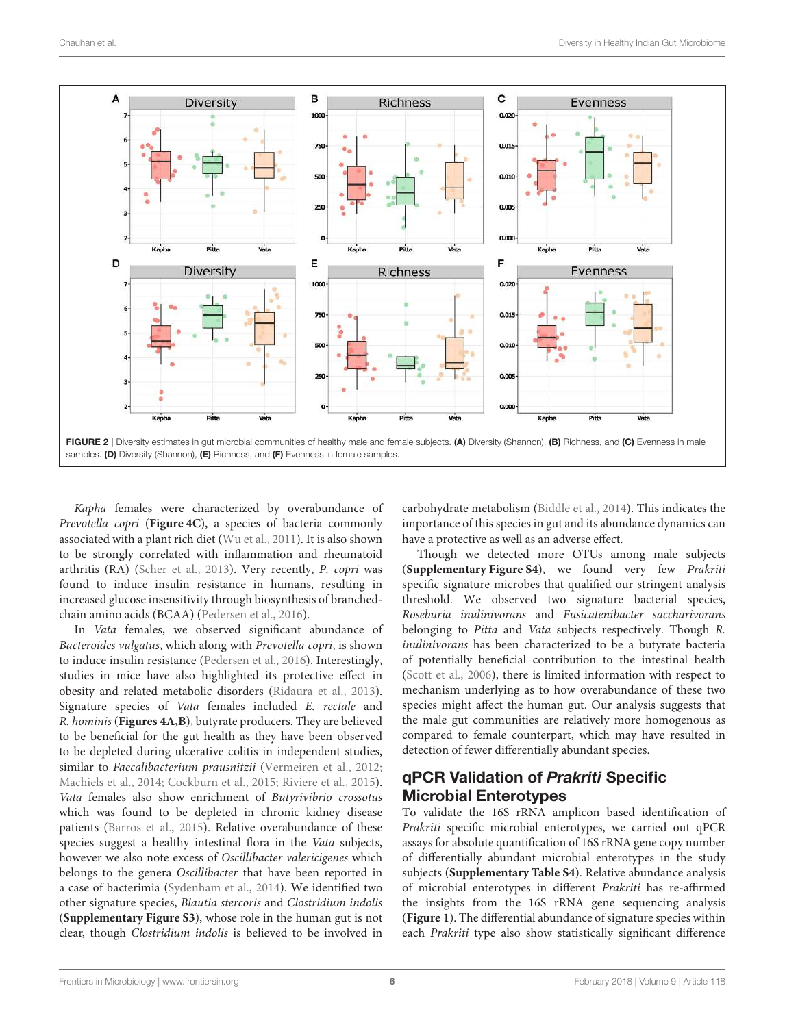FIGURE 2 | Diversity estimates in gut microbial communities of healthy male and female subjects. **(A)** Diversity (Shannon), **(B)** Richness, and **(C)** Evenness in male samples. **(D)** Diversity (Shannon), **(E)** Richness, and **(F)** Evenness in female samples.

*Kapha* females were characterized by overabundance of *Prevotella copri* (**Figure 4C**), a species of bacteria commonly associated with a plant rich diet (Wu et al., 2011). It is also shown to be strongly correlated with inflammation and rheumatoid arthritis (RA) (Scher et al., 2013). Very recently, *P. copri* was found to induce insulin resistance in humans, resulting in increased glucose insensitivity through biosynthesis of branched-chain amino acids (BCAA) (Pedersen et al., 2016).

In *Vata* females, we observed significant abundance of *Bacteroides vulgatus*, which along with *Prevotella copri*, is shown to induce insulin resistance (Pedersen et al., 2016). Interestingly, studies in mice have also highlighted its protective effect in obesity and related metabolic disorders (Ridaura et al., 2013). Signature species of *Vata* females included *E. rectale* and *R. hominis* (**Figures 4A,B**), butyrate producers. They are believed to be beneficial for the gut health as they have been observed to be depleted during ulcerative colitis in independent studies, similar to *Faecalibacterium prausnitzii* (Vermeiren et al., 2012; Machiels et al., 2014; Cockburn et al., 2015; Riviere et al., 2015). *Vata* females also show enrichment of *Butyrivibrio crossotus* which was found to be depleted in chronic kidney disease patients (Barros et al., 2015). Relative overabundance of these species suggest a healthy intestinal flora in the *Vata* subjects, however we also note excess of *Oscillibacter valericigenes* which belongs to the genera *Oscillibacter* that have been reported in a case of bacterimia (Sydenham et al., 2014). We identified two other signature species, *Blautia stercoris* and *Clostridium indolis* (**Supplementary Figure S3**), whose role in the human gut is not clear, though *Clostridium indolis* is believed to be involved in carbohydrate metabolism (Biddle et al., 2014). This indicates the importance of this species in gut and its abundance dynamics can have a protective as well as an adverse effect.

Though we detected more OTUs among male subjects (**Supplementary Figure S4**), we found very few *Prakriti* specific signature microbes that qualified our stringent analysis threshold. We observed two signature bacterial species, *Roseburia inulinivorans* and *Fusicatenibacter saccharivorans* belonging to *Pitta* and *Vata* subjects respectively. Though *R. inulinivorans* has been characterized to be a butyrate bacteria of potentially beneficial contribution to the intestinal health (Scott et al., 2006), there is limited information with respect to mechanism underlying as to how overabundance of these two species might affect the human gut. Our analysis suggests that the male gut communities are relatively more homogenous as compared to female counterpart, which may have resulted in detection of fewer differentially abundant species.

## qPCR Validation of *Prakriti* Specific Microbial Enterotypes

To validate the 16S rRNA amplicon based identification of *Prakriti* specific microbial enterotypes, we carried out qPCR assays for absolute quantification of 16S rRNA gene copy number of differentially abundant microbial enterotypes in the study subjects (**Supplementary Table S4**). Relative abundance analysis of microbial enterotypes in different *Prakriti* has re-affirmed the insights from the 16S rRNA gene sequencing analysis (**Figure 1**). The differential abundance of signature species within each *Prakriti* type also show statistically significant difference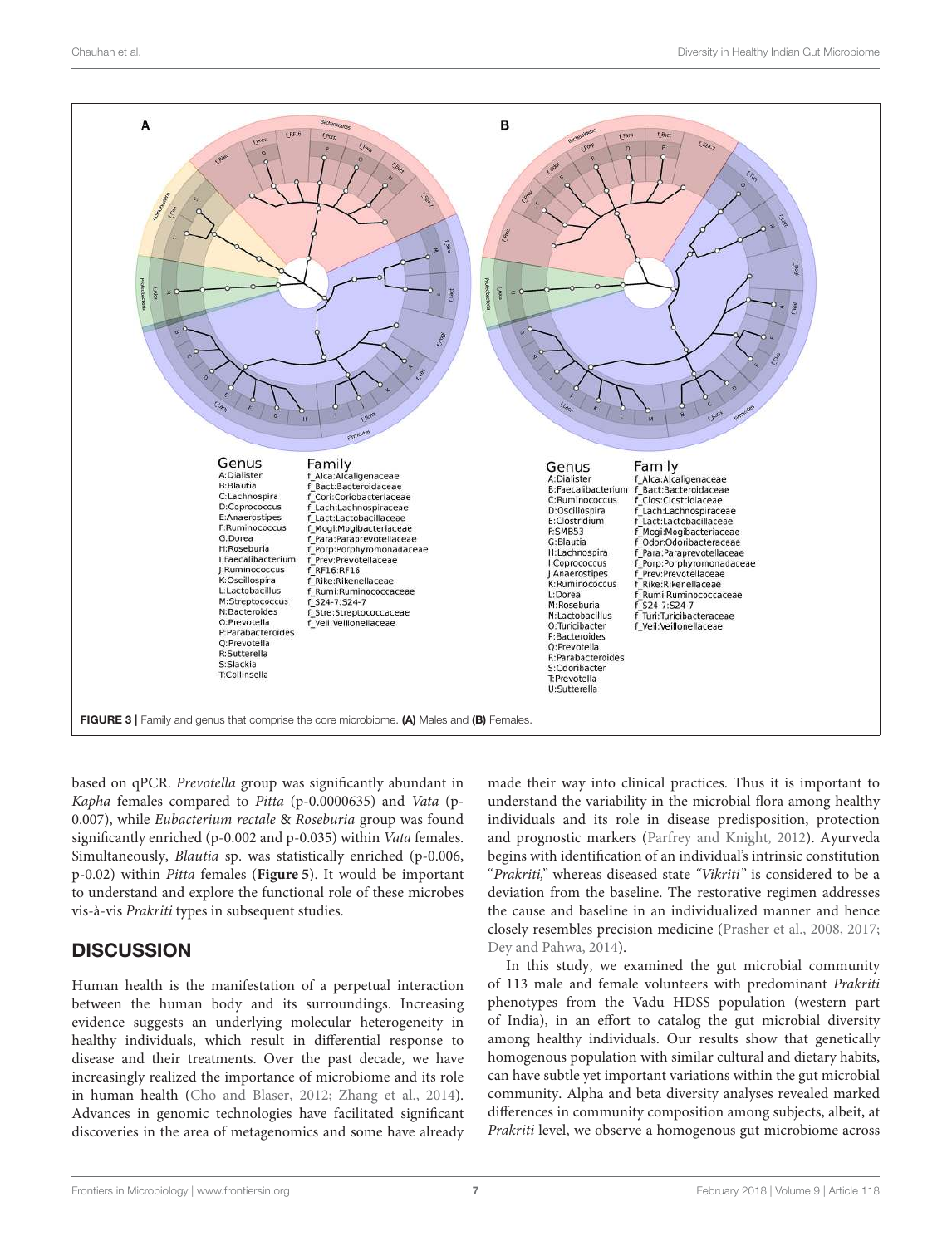Genus

A:Dialister
B:Blautia
C:Lachnospira
D:Coprococcus
E:Anaerostipes
F:Ruminococcus
G:Dorea
H:Roseburia
I:Faecalibacterium
J:Ruminococcus
K:Oscillospira
L:Lactobacillus
M:Streptococcus
N:Bacteroides
O:Prevotella
P:Parabacteroides
Q:Prevotella
R:Sutterella
S:Slackia
T:Collinsella

Family

f_Alca:Alcaligenaceae
f_Bact:Bacteroidaceae
f_Cori:Coriobacteriaceae
f_Lach:Lachnospiraceae
f_Lact:Lactobacillaceae
f_Mogi:Mogibacteriaceae
f_Para:Paraprevotellaceae
f_Porp:Porphyromonadaceae
f_Prev:Prevotellaceae
f_RF16:RF16
f_Rike:Rikenellaceae
f_Rumi:Ruminococcaceae
f_S24-7:S24-7
f_Stre:Streptococcaceae
f_Veil:Veillonellaceae

Genus

A:Dialister
B:Faecalibacterium
C:Ruminococcus
D:Oscillospira
E:Clostridium
F:SMB53
G:Blautia
H:Lachnospira
I:Coprococcus
J:Anaerostipes
K:Ruminococcus
L:Dorea
M:Roseburia
N:Lactobacillus
O:Turicibacter
P:Bacteroides
Q:Prevotella
R:Parabacteroides
S:Odoribacter
T:Prevotella
U:Sutterella

Family

f_Alca:Alcaligenaceae
f_Bact:Bacteroidaceae
f_Clos:Clostridiaceae
f_Lach:Lachnospiraceae
f_Lact:Lactobacillaceae
f_Mogi:Mogibacteriaceae
f_Odor:Odoribacteraceae
f_Para:Paraprevotellaceae
f_Porp:Porphyromonadaceae
f_Prev:Prevotellaceae
f_Rike:Rikenellaceae
f_Rumi:Ruminococcaceae
f_S24-7:S24-7
f_Turi:Turicibacteraceae
f_Veil:Veillonellaceae

**FIGURE 3 |** Family and genus that comprise the core microbiome. **(A)** Males and **(B)** Females.

based on qPCR. *Prevotella* group was significantly abundant in *Kapha* females compared to *Pitta* (p-0.0000635) and *Vata* (p-0.007), while *Eubacterium rectale* & *Roseburia* group was found significantly enriched (p-0.002 and p-0.035) within *Vata* females. Simultaneously, *Blautia* sp. was statistically enriched (p-0.006, p-0.02) within *Pitta* females (**Figure 5**). It would be important to understand and explore the functional role of these microbes vis-à-vis *Prakriti* types in subsequent studies.

## DISCUSSION

Human health is the manifestation of a perpetual interaction between the human body and its surroundings. Increasing evidence suggests an underlying molecular heterogeneity in healthy individuals, which result in differential response to disease and their treatments. Over the past decade, we have increasingly realized the importance of microbiome and its role in human health (Cho and Blaser, 2012; Zhang et al., 2014). Advances in genomic technologies have facilitated significant discoveries in the area of metagenomics and some have already made their way into clinical practices. Thus it is important to understand the variability in the microbial flora among healthy individuals and its role in disease predisposition, protection and prognostic markers (Parfrey and Knight, 2012). Ayurveda begins with identification of an individual's intrinsic constitution "*Prakriti,*" whereas diseased state *"Vikriti"* is considered to be a deviation from the baseline. The restorative regimen addresses the cause and baseline in an individualized manner and hence closely resembles precision medicine (Prasher et al., 2008, 2017; Dey and Pahwa, 2014).

In this study, we examined the gut microbial community of 113 male and female volunteers with predominant *Prakriti* phenotypes from the Vadu HDSS population (western part of India), in an effort to catalog the gut microbial diversity among healthy individuals. Our results show that genetically homogenous population with similar cultural and dietary habits, can have subtle yet important variations within the gut microbial community. Alpha and beta diversity analyses revealed marked differences in community composition among subjects, albeit, at *Prakriti* level, we observe a homogenous gut microbiome across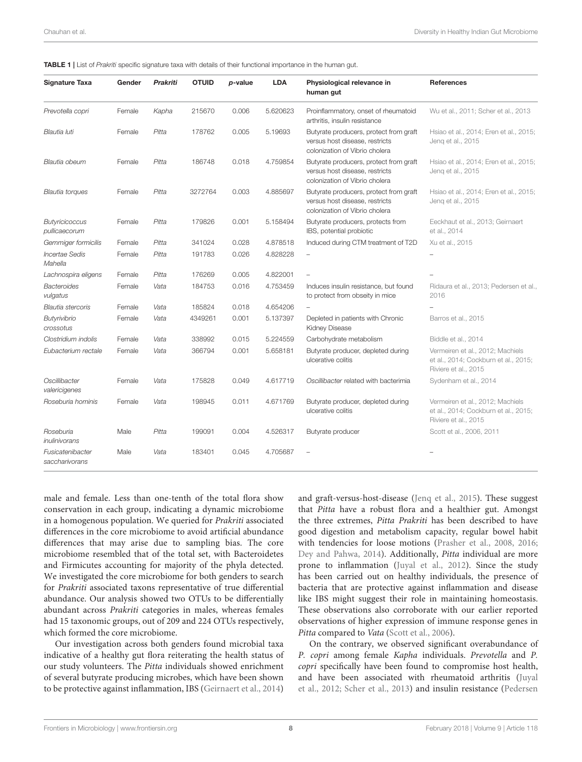**TABLE 1 |** List of *Prakriti* specific signature taxa with details of their functional importance in the human gut.

| Signature Taxa | Gender | *Prakriti* | OTUID | *p*-value | LDA | Physiological relevance in human gut | References |
|---|---|---|---|---|---|---|---|
| *Prevotella copri* | Female | *Kapha* | 215670 | 0.006 | 5.620623 | Proinflammatory, onset of rheumatoid arthritis, insulin resistance | Wu et al., 2011; Scher et al., 2013 |
| *Blautia luti* | Female | *Pitta* | 178762 | 0.005 | 5.19693 | Butyrate producers, protect from graft versus host disease, restricts colonization of Vibrio cholera | Hsiao et al., 2014; Eren et al., 2015; Jenq et al., 2015 |
| *Blautia obeum* | Female | *Pitta* | 186748 | 0.018 | 4.759854 | Butyrate producers, protect from graft versus host disease, restricts colonization of Vibrio cholera | Hsiao et al., 2014; Eren et al., 2015; Jenq et al., 2015 |
| *Blautia torques* | Female | *Pitta* | 3272764 | 0.003 | 4.885697 | Butyrate producers, protect from graft versus host disease, restricts colonization of Vibrio cholera | Hsiao et al., 2014; Eren et al., 2015; Jenq et al., 2015 |
| *Butyricicoccus pullicaecorum* | Female | *Pitta* | 179826 | 0.001 | 5.158494 | Butyrate producers, protects from IBS, potential probiotic | Eeckhaut et al., 2013; Geirnaert et al., 2014 |
| *Gemmiger formicilis* | Female | *Pitta* | 341024 | 0.028 | 4.878518 | Induced during CTM treatment of T2D | Xu et al., 2015 |
| *Incertae Sedis Mahella* | Female | *Pitta* | 191783 | 0.026 | 4.828228 | – | – |
| *Lachnospira eligens* | Female | *Pitta* | 176269 | 0.005 | 4.822001 | – | – |
| *Bacteroides vulgatus* | Female | *Vata* | 184753 | 0.016 | 4.753459 | Induces insulin resistance, but found to protect from obseity in mice | Ridaura et al., 2013; Pedersen et al., 2016 |
| *Blautia stercoris* | Female | *Vata* | 185824 | 0.018 | 4.654206 | – | – |
| *Butyrivibrio crossotus* | Female | *Vata* | 4349261 | 0.001 | 5.137397 | Depleted in patients with Chronic Kidney Disease | Barros et al., 2015 |
| *Clostridium indolis* | Female | *Vata* | 338992 | 0.015 | 5.224559 | Carbohydrate metabolism | Biddle et al., 2014 |
| *Eubacterium rectale* | Female | *Vata* | 366794 | 0.001 | 5.658181 | Butyrate producer, depleted during ulcerative colitis | Vermeiren et al., 2012; Machiels et al., 2014; Cockburn et al., 2015; Riviere et al., 2015 |
| *Oscillibacter valericigenes* | Female | *Vata* | 175828 | 0.049 | 4.617719 | *Oscillibacter* related with bacterimia | Sydenham et al., 2014 |
| *Roseburia hominis* | Female | *Vata* | 198945 | 0.011 | 4.671769 | Butyrate producer, depleted during ulcerative colitis | Vermeiren et al., 2012; Machiels et al., 2014; Cockburn et al., 2015; Riviere et al., 2015 |
| *Roseburia inulinivorans* | Male | *Pitta* | 199091 | 0.004 | 4.526317 | Butyrate producer | Scott et al., 2006, 2011 |
| *Fusicatenibacter saccharivorans* | Male | *Vata* | 183401 | 0.045 | 4.705687 | – | – |

male and female. Less than one-tenth of the total flora show conservation in each group, indicating a dynamic microbiome in a homogenous population. We queried for *Prakriti* associated differences in the core microbiome to avoid artificial abundance differences that may arise due to sampling bias. The core microbiome resembled that of the total set, with Bacteroidetes and Firmicutes accounting for majority of the phyla detected. We investigated the core microbiome for both genders to search for *Prakriti* associated taxons representative of true differential abundance. Our analysis showed two OTUs to be differentially abundant across *Prakriti* categories in males, whereas females had 15 taxonomic groups, out of 209 and 224 OTUs respectively, which formed the core microbiome.

Our investigation across both genders found microbial taxa indicative of a healthy gut flora reiterating the health status of our study volunteers. The *Pitta* individuals showed enrichment of several butyrate producing microbes, which have been shown to be protective against inflammation, IBS (Geirnaert et al., 2014) and graft-versus-host-disease (Jenq et al., 2015). These suggest that *Pitta* have a robust flora and a healthier gut. Amongst the three extremes, *Pitta Prakriti* has been described to have good digestion and metabolism capacity, regular bowel habit with tendencies for loose motions (Prasher et al., 2008, 2016; Dey and Pahwa, 2014). Additionally, *Pitta* individual are more prone to inflammation (Juyal et al., 2012). Since the study has been carried out on healthy individuals, the presence of bacteria that are protective against inflammation and disease like IBS might suggest their role in maintaining homeostasis. These observations also corroborate with our earlier reported observations of higher expression of immune response genes in *Pitta* compared to *Vata* (Scott et al., 2006).

On the contrary, we observed significant overabundance of *P. copri* among female *Kapha* individuals. *Prevotella* and *P. copri* specifically have been found to compromise host health, and have been associated with rheumatoid arthritis (Juyal et al., 2012; Scher et al., 2013) and insulin resistance (Pedersen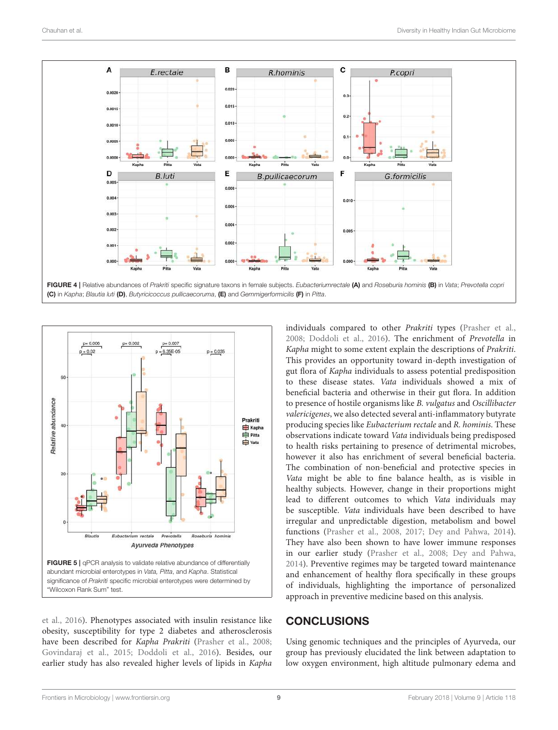FIGURE 4 | Relative abundances of *Prakriti* specific signature taxons in female subjects. *Eubacteriumrectale* **(A)** and *Roseburia hominis* **(B)** in *Vata*; *Prevotella copri* **(C)** in *Kapha*; *Blautia luti* **(D)**, *Butyricicoccus pullicaecoruma*, **(E)** and *Gemmigerformicilis* **(F)** in *Pitta*.

FIGURE 5 | qPCR analysis to validate relative abundance of differentially abundant microbial enterotypes in *Vata*, *Pitta*, and *Kapha*. Statistical significance of *Prakriti* specific microbial enterotypes were determined by "Wilcoxon Rank Sum" test.

et al., 2016). Phenotypes associated with insulin resistance like obesity, susceptibility for type 2 diabetes and atherosclerosis have been described for *Kapha Prakriti* (Prasher et al., 2008; Govindaraj et al., 2015; Doddoli et al., 2016). Besides, our earlier study has also revealed higher levels of lipids in *Kapha* individuals compared to other *Prakriti* types (Prasher et al., 2008; Doddoli et al., 2016). The enrichment of *Prevotella* in *Kapha* might to some extent explain the descriptions of *Prakriti*. This provides an opportunity toward in-depth investigation of gut flora of *Kapha* individuals to assess potential predisposition to these disease states. *Vata* individuals showed a mix of beneficial bacteria and otherwise in their gut flora. In addition to presence of hostile organisms like *B. vulgatus* and *Oscillibacter valericigenes*, we also detected several anti-inflammatory butyrate producing species like *Eubacterium rectale* and *R. hominis*. These observations indicate toward *Vata* individuals being predisposed to health risks pertaining to presence of detrimental microbes, however it also has enrichment of several beneficial bacteria. The combination of non-beneficial and protective species in *Vata* might be able to fine balance health, as is visible in healthy subjects. However, change in their proportions might lead to different outcomes to which *Vata* individuals may be susceptible. *Vata* individuals have been described to have irregular and unpredictable digestion, metabolism and bowel functions (Prasher et al., 2008, 2017; Dey and Pahwa, 2014). They have also been shown to have lower immune responses in our earlier study (Prasher et al., 2008; Dey and Pahwa, 2014). Preventive regimes may be targeted toward maintenance and enhancement of healthy flora specifically in these groups of individuals, highlighting the importance of personalized approach in preventive medicine based on this analysis.

## CONCLUSIONS

Using genomic techniques and the principles of Ayurveda, our group has previously elucidated the link between adaptation to low oxygen environment, high altitude pulmonary edema and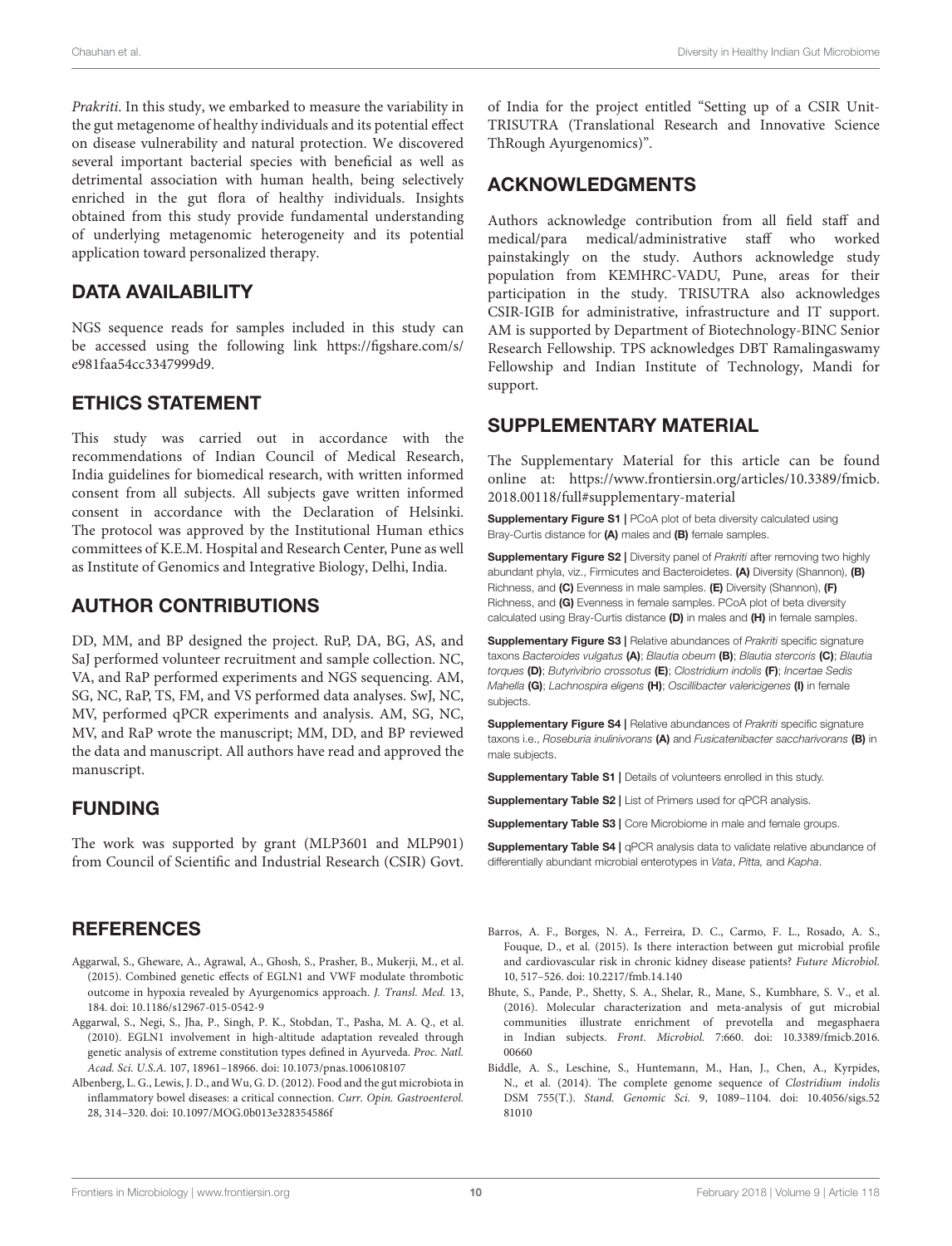*Prakriti*. In this study, we embarked to measure the variability in the gut metagenome of healthy individuals and its potential effect on disease vulnerability and natural protection. We discovered several important bacterial species with beneficial as well as detrimental association with human health, being selectively enriched in the gut flora of healthy individuals. Insights obtained from this study provide fundamental understanding of underlying metagenomic heterogeneity and its potential application toward personalized therapy.

## DATA AVAILABILITY

NGS sequence reads for samples included in this study can be accessed using the following link https://figshare.com/s/e981faa54cc3347999d9.

## ETHICS STATEMENT

This study was carried out in accordance with the recommendations of Indian Council of Medical Research, India guidelines for biomedical research, with written informed consent from all subjects. All subjects gave written informed consent in accordance with the Declaration of Helsinki. The protocol was approved by the Institutional Human ethics committees of K.E.M. Hospital and Research Center, Pune as well as Institute of Genomics and Integrative Biology, Delhi, India.

## AUTHOR CONTRIBUTIONS

DD, MM, and BP designed the project. RuP, DA, BG, AS, and SaJ performed volunteer recruitment and sample collection. NC, VA, and RaP performed experiments and NGS sequencing. AM, SG, NC, RaP, TS, FM, and VS performed data analyses. SwJ, NC, MV, performed qPCR experiments and analysis. AM, SG, NC, MV, and RaP wrote the manuscript; MM, DD, and BP reviewed the data and manuscript. All authors have read and approved the manuscript.

## FUNDING

The work was supported by grant (MLP3601 and MLP901) from Council of Scientific and Industrial Research (CSIR) Govt. of India for the project entitled "Setting up of a CSIR Unit-TRISUTRA (Translational Research and Innovative Science ThRough Ayurgenomics)".

## ACKNOWLEDGMENTS

Authors acknowledge contribution from all field staff and medical/para medical/administrative staff who worked painstakingly on the study. Authors acknowledge study population from KEMHRC-VADU, Pune, areas for their participation in the study. TRISUTRA also acknowledges CSIR-IGIB for administrative, infrastructure and IT support. AM is supported by Department of Biotechnology-BINC Senior Research Fellowship. TPS acknowledges DBT Ramalingaswamy Fellowship and Indian Institute of Technology, Mandi for support.

## SUPPLEMENTARY MATERIAL

The Supplementary Material for this article can be found online at: https://www.frontiersin.org/articles/10.3389/fmicb.2018.00118/full#supplementary-material

**Supplementary Figure S1 |** PCoA plot of beta diversity calculated using Bray-Curtis distance for **(A)** males and **(B)** female samples.

**Supplementary Figure S2 |** Diversity panel of *Prakriti* after removing two highly abundant phyla, viz., Firmicutes and Bacteroidetes. **(A)** Diversity (Shannon), **(B)** Richness, and **(C)** Evenness in male samples. **(E)** Diversity (Shannon), **(F)** Richness, and **(G)** Evenness in female samples. PCoA plot of beta diversity calculated using Bray-Curtis distance **(D)** in males and **(H)** in female samples.

**Supplementary Figure S3 |** Relative abundances of *Prakriti* specific signature taxons *Bacteroides vulgatus* **(A)**; *Blautia obeum* **(B)**; *Blautia stercoris* **(C)**; *Blautia torques* **(D)**; *Butyrivibrio crossotus* **(E)**; *Clostridium indolis* **(F)**; *Incertae Sedis Mahella* **(G)**; *Lachnospira eligens* **(H)**; *Oscillibacter valericigenes* **(I)** in female subjects.

**Supplementary Figure S4 |** Relative abundances of *Prakriti* specific signature taxons i.e., *Roseburia inulinivorans* **(A)** and *Fusicatenibacter saccharivorans* **(B)** in male subjects.

**Supplementary Table S1 |** Details of volunteers enrolled in this study.

**Supplementary Table S2 |** List of Primers used for qPCR analysis.

**Supplementary Table S3 |** Core Microbiome in male and female groups.

**Supplementary Table S4 |** qPCR analysis data to validate relative abundance of differentially abundant microbial enterotypes in *Vata*, *Pitta,* and *Kapha*.

## REFERENCES

Aggarwal, S., Gheware, A., Agrawal, A., Ghosh, S., Prasher, B., Mukerji, M., et al. (2015). Combined genetic effects of EGLN1 and VWF modulate thrombotic outcome in hypoxia revealed by Ayurgenomics approach. *J. Transl. Med.* 13, 184. doi: 10.1186/s12967-015-0542-9

Aggarwal, S., Negi, S., Jha, P., Singh, P. K., Stobdan, T., Pasha, M. A. Q., et al. (2010). EGLN1 involvement in high-altitude adaptation revealed through genetic analysis of extreme constitution types defined in Ayurveda. *Proc. Natl. Acad. Sci. U.S.A.* 107, 18961–18966. doi: 10.1073/pnas.1006108107

Albenberg, L. G., Lewis, J. D., and Wu, G. D. (2012). Food and the gut microbiota in inflammatory bowel diseases: a critical connection. *Curr. Opin. Gastroenterol.* 28, 314–320. doi: 10.1097/MOG.0b013e328354586f

Barros, A. F., Borges, N. A., Ferreira, D. C., Carmo, F. L., Rosado, A. S., Fouque, D., et al. (2015). Is there interaction between gut microbial profile and cardiovascular risk in chronic kidney disease patients? *Future Microbiol.* 10, 517–526. doi: 10.2217/fmb.14.140

Bhute, S., Pande, P., Shetty, S. A., Shelar, R., Mane, S., Kumbhare, S. V., et al. (2016). Molecular characterization and meta-analysis of gut microbial communities illustrate enrichment of prevotella and megasphaera in Indian subjects. *Front. Microbiol.* 7:660. doi: 10.3389/fmicb.2016.00660

Biddle, A. S., Leschine, S., Huntemann, M., Han, J., Chen, A., Kyrpides, N., et al. (2014). The complete genome sequence of *Clostridium indolis* DSM 755(T.). *Stand. Genomic Sci.* 9, 1089–1104. doi: 10.4056/sigs.5281010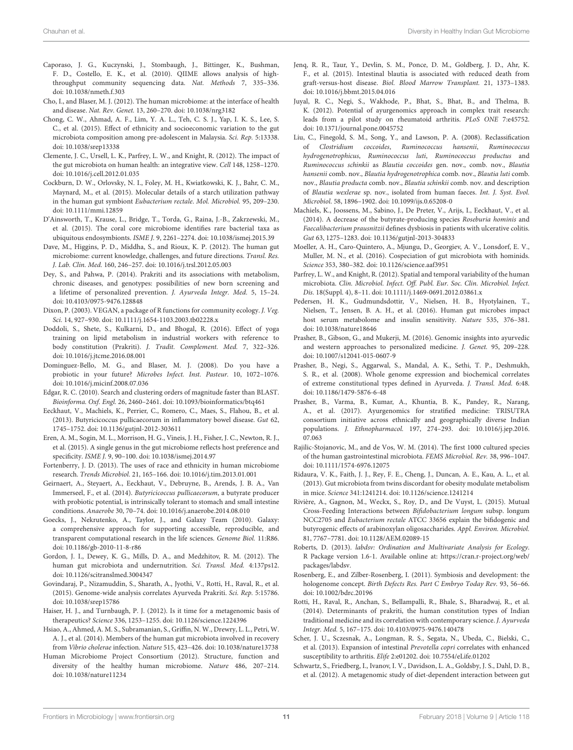Caporaso, J. G., Kuczynski, J., Stombaugh, J., Bittinger, K., Bushman, F. D., Costello, E. K., et al. (2010). QIIME allows analysis of high-throughput community sequencing data. *Nat. Methods* 7, 335–336. doi: 10.1038/nmeth.f.303

Cho, I., and Blaser, M. J. (2012). The human microbiome: at the interface of health and disease. *Nat. Rev. Genet.* 13, 260–270. doi: 10.1038/nrg3182

Chong, C. W., Ahmad, A. F., Lim, Y. A. L., Teh, C. S. J., Yap, I. K. S., Lee, S. C., et al. (2015). Effect of ethnicity and socioeconomic variation to the gut microbiota composition among pre-adolescent in Malaysia. *Sci. Rep.* 5:13338. doi: 10.1038/srep13338

Clemente, J. C., Ursell, L. K., Parfrey, L. W., and Knight, R. (2012). The impact of the gut microbiota on human health: an integrative view. *Cell* 148, 1258–1270. doi: 10.1016/j.cell.2012.01.035

Cockburn, D. W., Orlovsky, N. I., Foley, M. H., Kwiatkowski, K. J., Bahr, C. M., Maynard, M., et al. (2015). Molecular details of a starch utilization pathway in the human gut symbiont *Eubacterium rectale*. *Mol. Microbiol.* 95, 209–230. doi: 10.1111/mmi.12859

D'Ainsworth, T., Krause, L., Bridge, T., Torda, G., Raina, J.-B., Zakrzewski, M., et al. (2015). The coral core microbiome identifies rare bacterial taxa as ubiquitous endosymbionts. *ISME J.* 9, 2261–2274. doi: 10.1038/ismej.2015.39

Dave, M., Higgins, P. D., Middha, S., and Rioux, K. P. (2012). The human gut microbiome: current knowledge, challenges, and future directions. *Transl. Res. J. Lab. Clin. Med.* 160, 246–257. doi: 10.1016/j.trsl.2012.05.003

Dey, S., and Pahwa, P. (2014). Prakriti and its associations with metabolism, chronic diseases, and genotypes: possibilities of new born screening and a lifetime of personalized prevention. *J. Ayurveda Integr. Med.* 5, 15–24. doi: 10.4103/0975-9476.128848

Dixon, P. (2003). VEGAN, a package of R functions for community ecology. *J. Veg. Sci.* 14, 927–930. doi: 10.1111/j.1654-1103.2003.tb02228.x

Doddoli, S., Shete, S., Kulkarni, D., and Bhogal, R. (2016). Effect of yoga training on lipid metabolism in industrial workers with reference to body constitution (Prakriti). *J. Tradit. Complement. Med.* 7, 322–326. doi: 10.1016/j.jtcme.2016.08.001

Dominguez-Bello, M. G., and Blaser, M. J. (2008). Do you have a probiotic in your future? *Microbes Infect. Inst. Pasteur.* 10, 1072–1076. doi: 10.1016/j.micinf.2008.07.036

Edgar, R. C. (2010). Search and clustering orders of magnitude faster than BLAST. *Bioinforma. Oxf. Engl.* 26, 2460–2461. doi: 10.1093/bioinformatics/btq461

Eeckhaut, V., Machiels, K., Perrier, C., Romero, C., Maes, S., Flahou, B., et al. (2013). Butyricicoccus pullicaecorum in inflammatory bowel disease. *Gut* 62, 1745–1752. doi: 10.1136/gutjnl-2012-303611

Eren, A. M., Sogin, M. L., Morrison, H. G., Vineis, J. H., Fisher, J. C., Newton, R. J., et al. (2015). A single genus in the gut microbiome reflects host preference and specificity. *ISME J.* 9, 90–100. doi: 10.1038/ismej.2014.97

Fortenberry, J. D. (2013). The uses of race and ethnicity in human microbiome research. *Trends Microbiol.* 21, 165–166. doi: 10.1016/j.tim.2013.01.001

Geirnaert, A., Steyaert, A., Eeckhaut, V., Debruyne, B., Arends, J. B. A., Van Immerseel, F., et al. (2014). *Butyricicoccus pullicaecorum*, a butyrate producer with probiotic potential, is intrinsically tolerant to stomach and small intestine conditions. *Anaerobe* 30, 70–74. doi: 10.1016/j.anaerobe.2014.08.010

Goecks, J., Nekrutenko, A., Taylor, J., and Galaxy Team (2010). Galaxy: a comprehensive approach for supporting accessible, reproducible, and transparent computational research in the life sciences. *Genome Biol.* 11:R86. doi: 10.1186/gb-2010-11-8-r86

Gordon, J. I., Dewey, K. G., Mills, D. A., and Medzhitov, R. M. (2012). The human gut microbiota and undernutrition. *Sci. Transl. Med.* 4:137ps12. doi: 10.1126/scitranslmed.3004347

Govindaraj, P., Nizamuddin, S., Sharath, A., Jyothi, V., Rotti, H., Raval, R., et al. (2015). Genome-wide analysis correlates Ayurveda Prakriti. *Sci. Rep.* 5:15786. doi: 10.1038/srep15786

Haiser, H. J., and Turnbaugh, P. J. (2012). Is it time for a metagenomic basis of therapeutics? *Science* 336, 1253–1255. doi: 10.1126/science.1224396

Hsiao, A., Ahmed, A. M. S., Subramanian, S., Griffin, N. W., Drewry, L. L., Petri, W. A. J., et al. (2014). Members of the human gut microbiota involved in recovery from *Vibrio cholerae* infection. *Nature* 515, 423–426. doi: 10.1038/nature13738

Human Microbiome Project Consortium (2012). Structure, function and diversity of the healthy human microbiome. *Nature* 486, 207–214. doi: 10.1038/nature11234

Jenq, R. R., Taur, Y., Devlin, S. M., Ponce, D. M., Goldberg, J. D., Ahr, K. F., et al. (2015). Intestinal blautia is associated with reduced death from graft-versus-host disease. *Biol. Blood Marrow Transplant.* 21, 1373–1383. doi: 10.1016/j.bbmt.2015.04.016

Juyal, R. C., Negi, S., Wakhode, P., Bhat, S., Bhat, B., and Thelma, B. K. (2012). Potential of ayurgenomics approach in complex trait research: leads from a pilot study on rheumatoid arthritis. *PLoS ONE* 7:e45752. doi: 10.1371/journal.pone.0045752

Liu, C., Finegold, S. M., Song, Y., and Lawson, P. A. (2008). Reclassification of *Clostridium coccoides*, *Ruminococcus hansenii*, *Ruminococcus hydrogenotrophicus*, *Ruminococcus luti*, *Ruminococcus productus* and *Ruminococcus schinkii* as *Blautia coccoides* gen. nov., comb. nov., *Blautia hansenii* comb. nov., *Blautia hydrogenotrophica* comb. nov., *Blautia luti* comb. nov., *Blautia producta* comb. nov., *Blautia schinkii* comb. nov. and description of *Blautia wexlerae* sp. nov., isolated from human faeces. *Int. J. Syst. Evol. Microbiol.* 58, 1896–1902. doi: 10.1099/ijs.0.65208-0

Machiels, K., Joossens, M., Sabino, J., De Preter, V., Arijs, I., Eeckhaut, V., et al. (2014). A decrease of the butyrate-producing species *Roseburia hominis* and *Faecalibacterium prausnitzii* defines dysbiosis in patients with ulcerative colitis. *Gut* 63, 1275–1283. doi: 10.1136/gutjnl-2013-304833

Moeller, A. H., Caro-Quintero, A., Mjungu, D., Georgiev, A. V., Lonsdorf, E. V., Muller, M. N., et al. (2016). Cospeciation of gut microbiota with hominids. *Science* 353, 380–382. doi: 10.1126/science.aaf3951

Parfrey, L. W., and Knight, R. (2012). Spatial and temporal variability of the human microbiota. *Clin. Microbiol. Infect. Off. Publ. Eur. Soc. Clin. Microbiol. Infect. Dis.* 18(Suppl. 4), 8–11. doi: 10.1111/j.1469-0691.2012.03861.x

Pedersen, H. K., Gudmundsdottir, V., Nielsen, H. B., Hyotylainen, T., Nielsen, T., Jensen, B. A. H., et al. (2016). Human gut microbes impact host serum metabolome and insulin sensitivity. *Nature* 535, 376–381. doi: 10.1038/nature18646

Prasher, B., Gibson, G., and Mukerji, M. (2016). Genomic insights into ayurvedic and western approaches to personalized medicine. *J. Genet.* 95, 209–228. doi: 10.1007/s12041-015-0607-9

Prasher, B., Negi, S., Aggarwal, S., Mandal, A. K., Sethi, T. P., Deshmukh, S. R., et al. (2008). Whole genome expression and biochemical correlates of extreme constitutional types defined in Ayurveda. *J. Transl. Med.* 6:48. doi: 10.1186/1479-5876-6-48

Prasher, B., Varma, B., Kumar, A., Khuntia, B. K., Pandey, R., Narang, A., et al. (2017). Ayurgenomics for stratified medicine: TRISUTRA consortium initiative across ethnically and geographically diverse Indian populations. *J. Ethnopharmacol.* 197, 274–293. doi: 10.1016/j.jep.2016.07.063

Rajilic-Stojanovic, M., and de Vos, W. M. (2014). The first 1000 cultured species of the human gastrointestinal microbiota. *FEMS Microbiol. Rev.* 38, 996–1047. doi: 10.1111/1574-6976.12075

Ridaura, V. K., Faith, J. J., Rey, F. E., Cheng, J., Duncan, A. E., Kau, A. L., et al. (2013). Gut microbiota from twins discordant for obesity modulate metabolism in mice. *Science* 341:1241214. doi: 10.1126/science.1241214

Rivière, A., Gagnon, M., Weckx, S., Roy, D., and De Vuyst, L. (2015). Mutual Cross-Feeding Interactions between *Bifidobacterium longum* subsp. longum NCC2705 and *Eubacterium rectale* ATCC 33656 explain the bifidogenic and butyrogenic effects of arabinoxylan oligosaccharides. *Appl. Environ. Microbiol.* 81, 7767–7781. doi: 10.1128/AEM.02089-15

Roberts, D. (2013). *labdsv: Ordination and Multivariate Analysis for Ecology*. R Package version 1.6-1. Available online at: https://cran.r-project.org/web/packages/labdsv.

Rosenberg, E., and Zilber-Rosenberg, I. (2011). Symbiosis and development: the hologenome concept. *Birth Defects Res. Part C Embryo Today Rev.* 93, 56–66. doi: 10.1002/bdrc.20196

Rotti, H., Raval, R., Anchan, S., Bellampalli, R., Bhale, S., Bharadwaj, R., et al. (2014). Determinants of prakriti, the human constitution types of Indian traditional medicine and its correlation with contemporary science. *J. Ayurveda Integr. Med.* 5, 167–175. doi: 10.4103/0975-9476.140478

Scher, J. U., Sczesnak, A., Longman, R. S., Segata, N., Ubeda, C., Bielski, C., et al. (2013). Expansion of intestinal *Prevotella copri* correlates with enhanced susceptibility to arthritis. *Elife* 2:e01202. doi: 10.7554/eLife.01202

Schwartz, S., Friedberg, I., Ivanov, I. V., Davidson, L. A., Goldsby, J. S., Dahl, D. B., et al. (2012). A metagenomic study of diet-dependent interaction between gut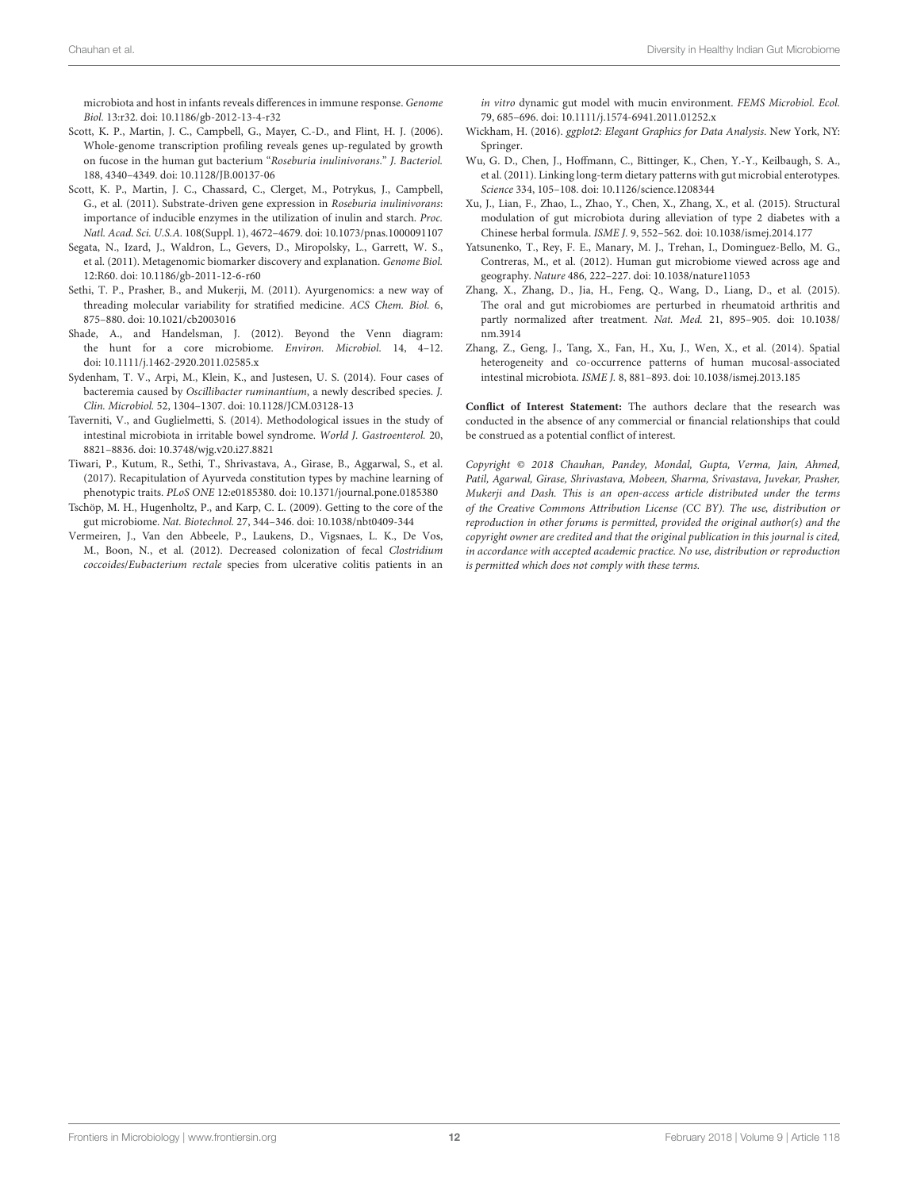microbiota and host in infants reveals differences in immune response. *Genome Biol.* 13:r32. doi: 10.1186/gb-2012-13-4-r32

Scott, K. P., Martin, J. C., Campbell, G., Mayer, C.-D., and Flint, H. J. (2006). Whole-genome transcription profiling reveals genes up-regulated by growth on fucose in the human gut bacterium "*Roseburia inulinivorans*." *J. Bacteriol.* 188, 4340–4349. doi: 10.1128/JB.00137-06

Scott, K. P., Martin, J. C., Chassard, C., Clerget, M., Potrykus, J., Campbell, G., et al. (2011). Substrate-driven gene expression in *Roseburia inulinivorans*: importance of inducible enzymes in the utilization of inulin and starch. *Proc. Natl. Acad. Sci. U.S.A.* 108(Suppl. 1), 4672–4679. doi: 10.1073/pnas.1000091107

Segata, N., Izard, J., Waldron, L., Gevers, D., Miropolsky, L., Garrett, W. S., et al. (2011). Metagenomic biomarker discovery and explanation. *Genome Biol.* 12:R60. doi: 10.1186/gb-2011-12-6-r60

Sethi, T. P., Prasher, B., and Mukerji, M. (2011). Ayurgenomics: a new way of threading molecular variability for stratified medicine. *ACS Chem. Biol.* 6, 875–880. doi: 10.1021/cb2003016

Shade, A., and Handelsman, J. (2012). Beyond the Venn diagram: the hunt for a core microbiome. *Environ. Microbiol.* 14, 4–12. doi: 10.1111/j.1462-2920.2011.02585.x

Sydenham, T. V., Arpi, M., Klein, K., and Justesen, U. S. (2014). Four cases of bacteremia caused by *Oscillibacter ruminantium*, a newly described species. *J. Clin. Microbiol.* 52, 1304–1307. doi: 10.1128/JCM.03128-13

Taverniti, V., and Guglielmetti, S. (2014). Methodological issues in the study of intestinal microbiota in irritable bowel syndrome. *World J. Gastroenterol.* 20, 8821–8836. doi: 10.3748/wjg.v20.i27.8821

Tiwari, P., Kutum, R., Sethi, T., Shrivastava, A., Girase, B., Aggarwal, S., et al. (2017). Recapitulation of Ayurveda constitution types by machine learning of phenotypic traits. *PLoS ONE* 12:e0185380. doi: 10.1371/journal.pone.0185380

Tschöp, M. H., Hugenholtz, P., and Karp, C. L. (2009). Getting to the core of the gut microbiome. *Nat. Biotechnol.* 27, 344–346. doi: 10.1038/nbt0409-344

Vermeiren, J., Van den Abbeele, P., Laukens, D., Vigsnaes, L. K., De Vos, M., Boon, N., et al. (2012). Decreased colonization of fecal *Clostridium coccoides/Eubacterium rectale* species from ulcerative colitis patients in an *in vitro* dynamic gut model with mucin environment. *FEMS Microbiol. Ecol.* 79, 685–696. doi: 10.1111/j.1574-6941.2011.01252.x

Wickham, H. (2016). *ggplot2: Elegant Graphics for Data Analysis*. New York, NY: Springer.

Wu, G. D., Chen, J., Hoffmann, C., Bittinger, K., Chen, Y.-Y., Keilbaugh, S. A., et al. (2011). Linking long-term dietary patterns with gut microbial enterotypes. *Science* 334, 105–108. doi: 10.1126/science.1208344

Xu, J., Lian, F., Zhao, L., Zhao, Y., Chen, X., Zhang, X., et al. (2015). Structural modulation of gut microbiota during alleviation of type 2 diabetes with a Chinese herbal formula. *ISME J.* 9, 552–562. doi: 10.1038/ismej.2014.177

Yatsunenko, T., Rey, F. E., Manary, M. J., Trehan, I., Dominguez-Bello, M. G., Contreras, M., et al. (2012). Human gut microbiome viewed across age and geography. *Nature* 486, 222–227. doi: 10.1038/nature11053

Zhang, X., Zhang, D., Jia, H., Feng, Q., Wang, D., Liang, D., et al. (2015). The oral and gut microbiomes are perturbed in rheumatoid arthritis and partly normalized after treatment. *Nat. Med.* 21, 895–905. doi: 10.1038/nm.3914

Zhang, Z., Geng, J., Tang, X., Fan, H., Xu, J., Wen, X., et al. (2014). Spatial heterogeneity and co-occurrence patterns of human mucosal-associated intestinal microbiota. *ISME J.* 8, 881–893. doi: 10.1038/ismej.2013.185

**Conflict of Interest Statement:** The authors declare that the research was conducted in the absence of any commercial or financial relationships that could be construed as a potential conflict of interest.

*Copyright © 2018 Chauhan, Pandey, Mondal, Gupta, Verma, Jain, Ahmed, Patil, Agarwal, Girase, Shrivastava, Mobeen, Sharma, Srivastava, Juvekar, Prasher, Mukerji and Dash. This is an open-access article distributed under the terms of the Creative Commons Attribution License (CC BY). The use, distribution or reproduction in other forums is permitted, provided the original author(s) and the copyright owner are credited and that the original publication in this journal is cited, in accordance with accepted academic practice. No use, distribution or reproduction is permitted which does not comply with these terms.*